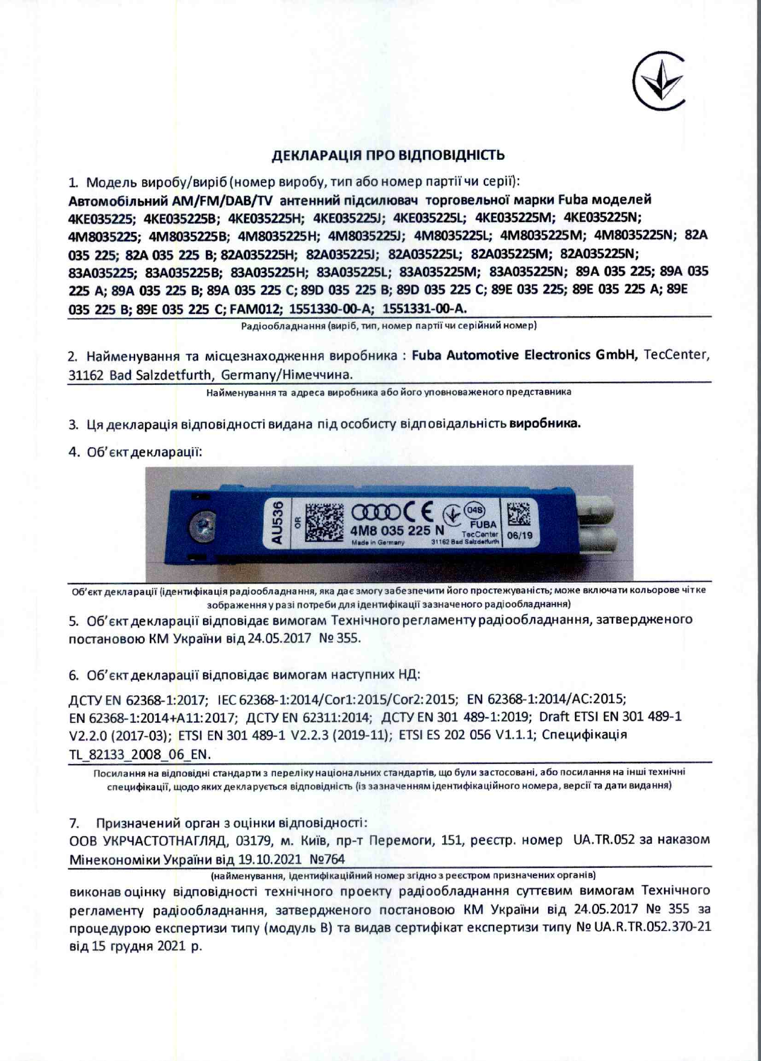## ДЕКЛАРАЦІЯ ПРО ВІДПОВІДНІСТЬ

1. Модель виробу/виріб (номер виробу, тип або номер партії чи серії):

**Автомобільний AM/FM/DAB/TV антенний підсилювач торговельної марки Fuba моделей 4KE035225; 4KE035225B; 4KE035225H; 4KE035225J; 4KE035225L; 4KE035225M; 4KE035225N; 4M8035225; 4M8035225B; 4M8035225H; 4M8035225J; 4M8035225L; 4M8035225M; 4M8035225N; 82A 035 225; 82A 035 225 B; 82A035225H; 82A035225J; 82A035225L; 82A035225M; 82A035225N; 83A035225; 83A035225B; 83A035225H; 83A035225L; 83A035225M; 83A035225N; 89A 035 225; 89A 035 225 A; 89A 035 225 B; 89A 035 225 C; 89D 035 225 B; 89D 035 225 C; 89E 035 225; 89E 035 225 A; 89E 035 225 B; 89E 035 225 C; FAM012; 1551330-00-A; 1551331-00-A.**

Радіообладнання (виріб, тип, номер партії чи серійний номер)

2. Найменування та місцезнаходження виробника : **Fuba Automotive Electronics GmbH,** TecCenter, 31162 Bad Salzdetfurth, Germany/Німеччина.

Найменування та адреса виробника або його уповноваженого представника

3. Ця декларація відповідності видана під особисту відповідальність **виробника.**

4. Об'єкт декларації:

AU536 OR 4M8 035 225 N FUBA TecCenter 31162 Bad Salzdetfurth Made in Germany 06/19

Об'єкт декларації (ідентифікація радіообладнання, яка дає змогу забезпечити його простежуваність; може включати кольорове чітке зображення у разі потреби для ідентифікації зазначеного радіообладнання)

5. Об'єкт декларації відповідає вимогам Технічного регламенту радіообладнання, затвердженого постановою КМ України від 24.05.2017 № 355.

6. Об'єкт декларації відповідає вимогам наступних НД:

ДСТУ EN 62368-1:2017; IEC 62368-1:2014/Cor1:2015/Cor2:2015; EN 62368-1:2014/AC:2015; EN 62368-1:2014+A11:2017; ДСТУ EN 62311:2014; ДСТУ EN 301 489-1:2019; Draft ETSI EN 301 489-1 V2.2.0 (2017-03); ETSI EN 301 489-1 V2.2.3 (2019-11); ETSI ES 202 056 V1.1.1; Специфікація TL_82133_2008_06_EN.

Посилання на відповідні стандарти з переліку національних стандартів, що були застосовані, або посилання на інші технічні специфікації, щодо яких декларується відповідність (із зазначенням ідентифікаційного номера, версії та дати видання)

7. Призначений орган з оцінки відповідності:

ООВ УКРЧАСТОТНАГЛЯД, 03179, м. Київ, пр-т Перемоги, 151, реєстр. номер UA.TR.052 за наказом Мінекономіки України від 19.10.2021 №764

(найменування, ідентифікаційний номер згідно з реєстром призначених органів)

виконав оцінку відповідності технічного проекту радіообладнання суттєвим вимогам Технічного регламенту радіообладнання, затвердженого постановою КМ України від 24.05.2017 № 355 за процедурою експертизи типу (модуль В) та видав сертифікат експертизи типу № UA.R.TR.052.370-21 від 15 грудня 2021 р.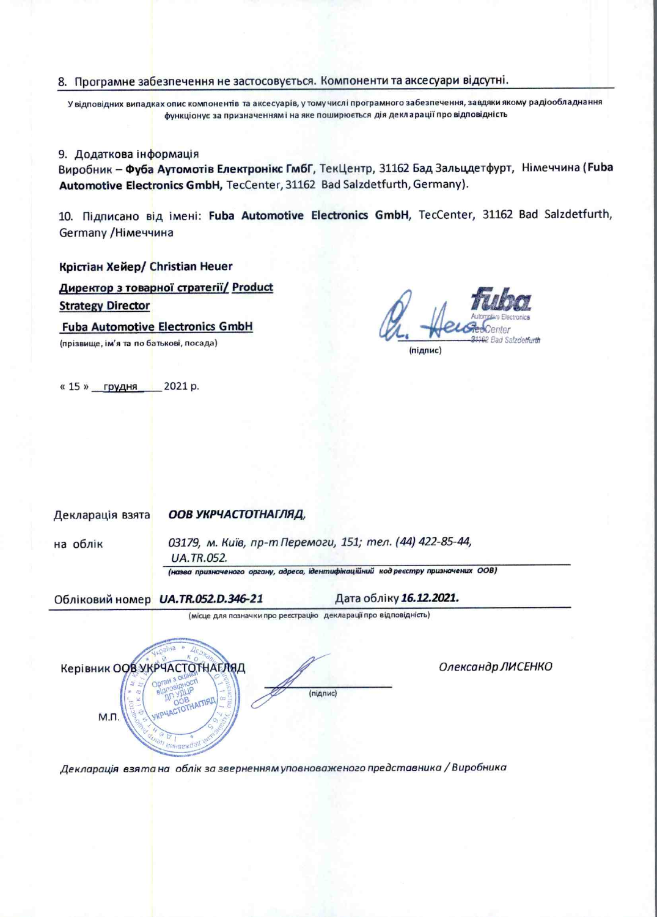8. Програмне забезпечення не застосовується. Компоненти та аксесуари відсутні.

У відповідних випадках опис компонентів та аксесуарів, у тому числі програмного забезпечення, завдяки якому радіообладнання функціонує за призначеннями і на яке поширюється дія декларації про відповідність

9. Додаткова інформація

Виробник – **Фуба Аутомотів Електронікс ГмбГ**, ТекЦентр, 31162 Бад Зальцдетфурт, Німеччина (**Fuba Automotive Electronics GmbH,** TecCenter, 31162 Bad Salzdetfurth, Germany).

10. Підписано від імені: **Fuba Automotive Electronics GmbH,** TecCenter, 31162 Bad Salzdetfurth, Germany /Німеччина

**Крістіан Хейер/ Christian Heuer**

**Директор з товарної стратегії/ Product Strategy Director**

**Fuba Automotive Electronics GmbH**

(прізвище, ім'я та по батькові, посада)

(підпис)

« 15 » грудня 2021 р.

Декларація взята на облік *ООВ УКРЧАСТОТНАГЛЯД,*

*03179, м. Київ, пр-т Перемоги, 151; тел. (44) 422-85-44, UA.TR.052.*

*(назва призначеного органу, адреса, ідентифікаційний код реєстру призначених ООВ)*

Обліковий номер ***UA.TR.052.D.346-21*** Дата обліку ***16.12.2021.***

(місце для позначки про реєстрацію декларації про відповідність)

Керівник ООВ УКРЧАСТОТНАГЛЯД

М.П.

(підпис)

*Олександр ЛИСЕНКО*

*Декларація взята на облік за зверненням уповноваженого представника / Виробника*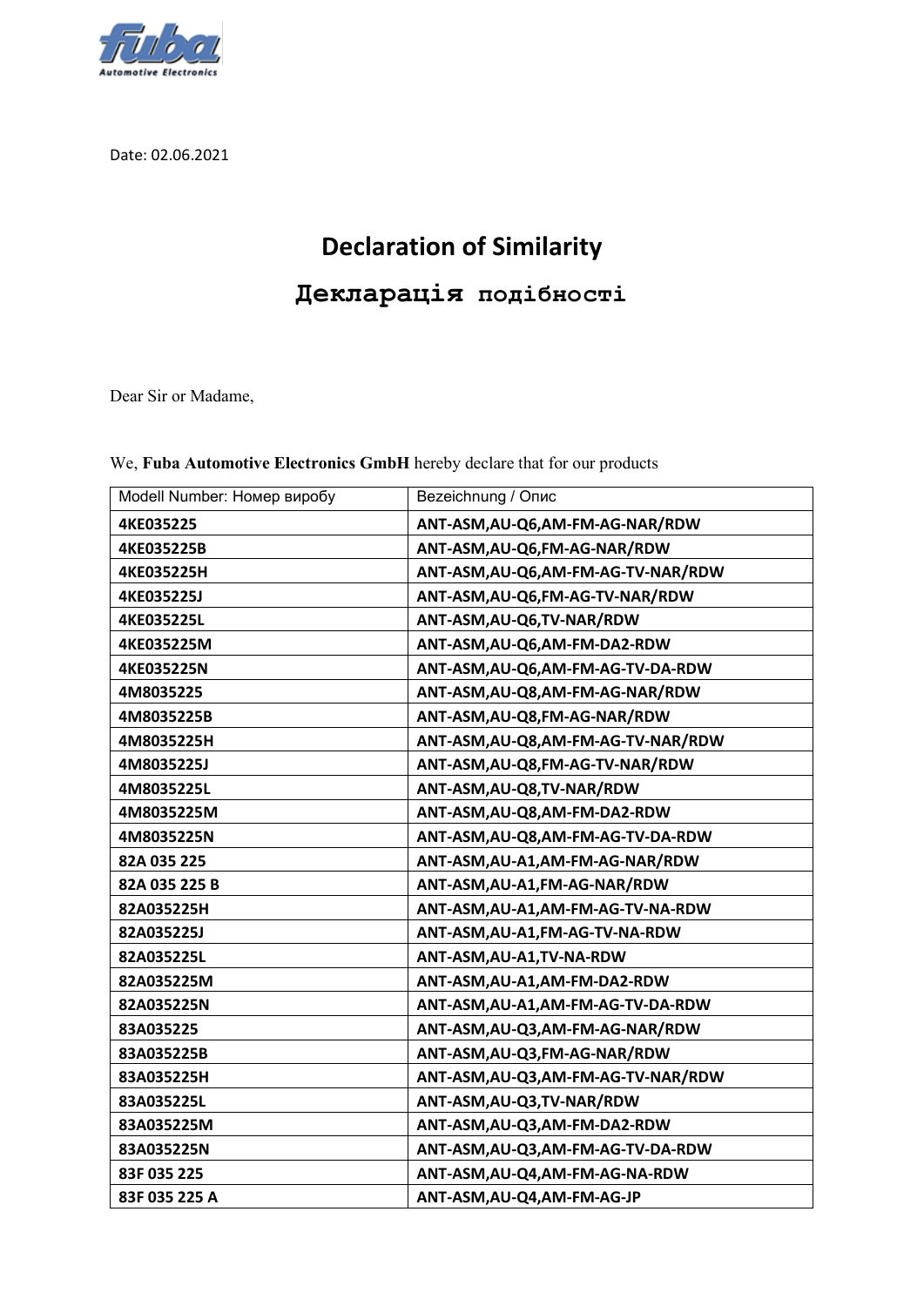Date: 02.06.2021

# Declaration of Similarity

## Декларація подібності

Dear Sir or Madame,

We, **Fuba Automotive Electronics GmbH** hereby declare that for our products

| Modell Number: Номер виробу | Bezeichnung / Опис |
|---|---|
| **4KE035225** | **ANT-ASM,AU-Q6,AM-FM-AG-NAR/RDW** |
| **4KE035225B** | **ANT-ASM,AU-Q6,FM-AG-NAR/RDW** |
| **4KE035225H** | **ANT-ASM,AU-Q6,AM-FM-AG-TV-NAR/RDW** |
| **4KE035225J** | **ANT-ASM,AU-Q6,FM-AG-TV-NAR/RDW** |
| **4KE035225L** | **ANT-ASM,AU-Q6,TV-NAR/RDW** |
| **4KE035225M** | **ANT-ASM,AU-Q6,AM-FM-DA2-RDW** |
| **4KE035225N** | **ANT-ASM,AU-Q6,AM-FM-AG-TV-DA-RDW** |
| **4M8035225** | **ANT-ASM,AU-Q8,AM-FM-AG-NAR/RDW** |
| **4M8035225B** | **ANT-ASM,AU-Q8,FM-AG-NAR/RDW** |
| **4M8035225H** | **ANT-ASM,AU-Q8,AM-FM-AG-TV-NAR/RDW** |
| **4M8035225J** | **ANT-ASM,AU-Q8,FM-AG-TV-NAR/RDW** |
| **4M8035225L** | **ANT-ASM,AU-Q8,TV-NAR/RDW** |
| **4M8035225M** | **ANT-ASM,AU-Q8,AM-FM-DA2-RDW** |
| **4M8035225N** | **ANT-ASM,AU-Q8,AM-FM-AG-TV-DA-RDW** |
| **82A 035 225** | **ANT-ASM,AU-A1,AM-FM-AG-NAR/RDW** |
| **82A 035 225 B** | **ANT-ASM,AU-A1,FM-AG-NAR/RDW** |
| **82A035225H** | **ANT-ASM,AU-A1,AM-FM-AG-TV-NA-RDW** |
| **82A035225J** | **ANT-ASM,AU-A1,FM-AG-TV-NA-RDW** |
| **82A035225L** | **ANT-ASM,AU-A1,TV-NA-RDW** |
| **82A035225M** | **ANT-ASM,AU-A1,AM-FM-DA2-RDW** |
| **82A035225N** | **ANT-ASM,AU-A1,AM-FM-AG-TV-DA-RDW** |
| **83A035225** | **ANT-ASM,AU-Q3,AM-FM-AG-NAR/RDW** |
| **83A035225B** | **ANT-ASM,AU-Q3,FM-AG-NAR/RDW** |
| **83A035225H** | **ANT-ASM,AU-Q3,AM-FM-AG-TV-NAR/RDW** |
| **83A035225L** | **ANT-ASM,AU-Q3,TV-NAR/RDW** |
| **83A035225M** | **ANT-ASM,AU-Q3,AM-FM-DA2-RDW** |
| **83A035225N** | **ANT-ASM,AU-Q3,AM-FM-AG-TV-DA-RDW** |
| **83F 035 225** | **ANT-ASM,AU-Q4,AM-FM-AG-NA-RDW** |
| **83F 035 225 A** | **ANT-ASM,AU-Q4,AM-FM-AG-JP** |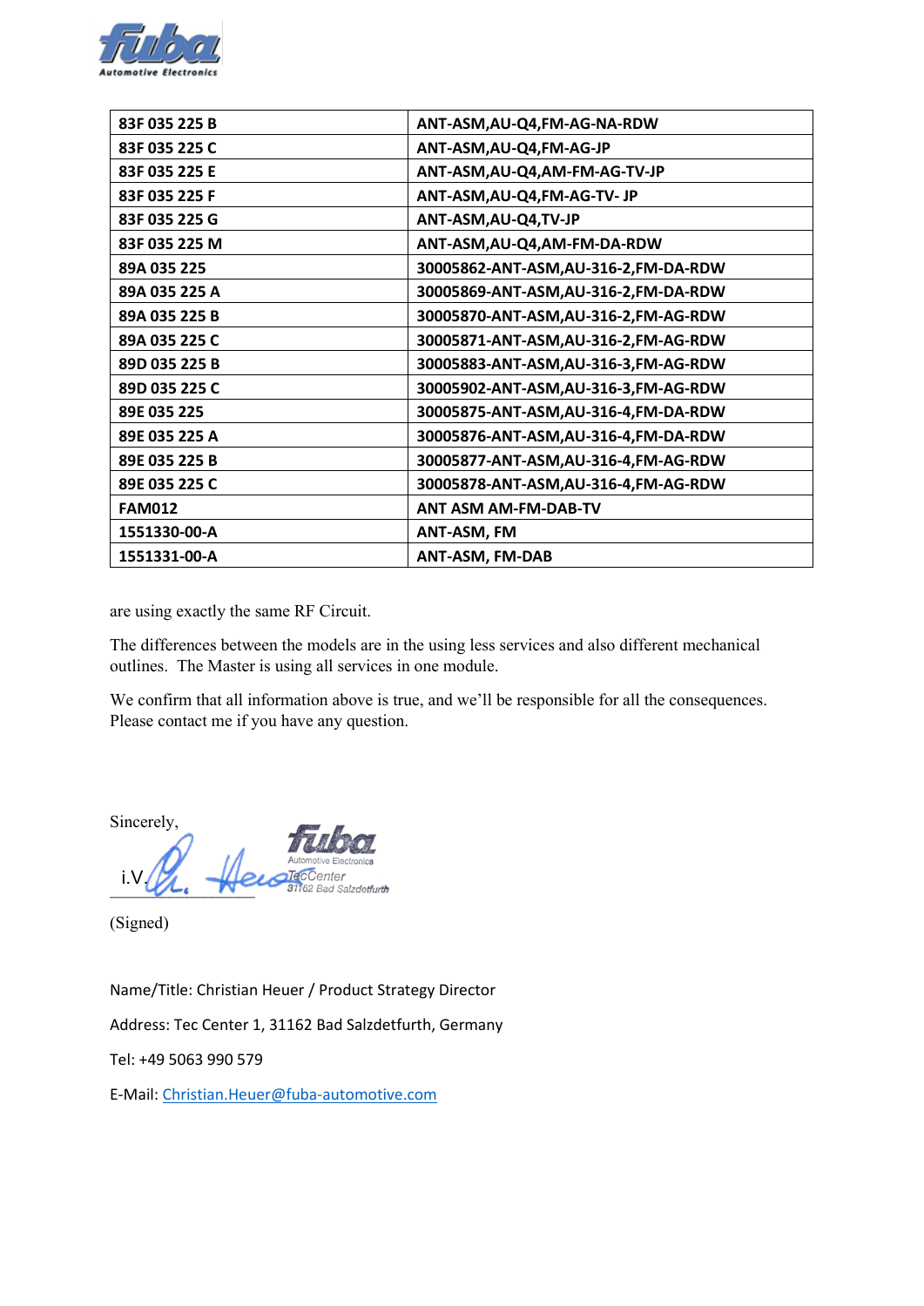| | |
|---|---|
| **83F 035 225 B** | **ANT-ASM,AU-Q4,FM-AG-NA-RDW** |
| **83F 035 225 C** | **ANT-ASM,AU-Q4,FM-AG-JP** |
| **83F 035 225 E** | **ANT-ASM,AU-Q4,AM-FM-AG-TV-JP** |
| **83F 035 225 F** | **ANT-ASM,AU-Q4,FM-AG-TV- JP** |
| **83F 035 225 G** | **ANT-ASM,AU-Q4,TV-JP** |
| **83F 035 225 M** | **ANT-ASM,AU-Q4,AM-FM-DA-RDW** |
| **89A 035 225** | **30005862-ANT-ASM,AU-316-2,FM-DA-RDW** |
| **89A 035 225 A** | **30005869-ANT-ASM,AU-316-2,FM-DA-RDW** |
| **89A 035 225 B** | **30005870-ANT-ASM,AU-316-2,FM-AG-RDW** |
| **89A 035 225 C** | **30005871-ANT-ASM,AU-316-2,FM-AG-RDW** |
| **89D 035 225 B** | **30005883-ANT-ASM,AU-316-3,FM-AG-RDW** |
| **89D 035 225 C** | **30005902-ANT-ASM,AU-316-3,FM-AG-RDW** |
| **89E 035 225** | **30005875-ANT-ASM,AU-316-4,FM-DA-RDW** |
| **89E 035 225 A** | **30005876-ANT-ASM,AU-316-4,FM-DA-RDW** |
| **89E 035 225 B** | **30005877-ANT-ASM,AU-316-4,FM-AG-RDW** |
| **89E 035 225 C** | **30005878-ANT-ASM,AU-316-4,FM-AG-RDW** |
| **FAM012** | **ANT ASM AM-FM-DAB-TV** |
| **1551330-00-A** | **ANT-ASM, FM** |
| **1551331-00-A** | **ANT-ASM, FM-DAB** |

are using exactly the same RF Circuit.

The differences between the models are in the using less services and also different mechanical outlines. The Master is using all services in one module.

We confirm that all information above is true, and we'll be responsible for all the consequences. Please contact me if you have any question.

Sincerely,

i.V.

fuba Automotive Electronics TecCenter 31162 Bad Salzdetfurth

(Signed)

Name/Title: Christian Heuer / Product Strategy Director

Address: Tec Center 1, 31162 Bad Salzdetfurth, Germany

Tel: +49 5063 990 579

E-Mail: Christian.Heuer@fuba-automotive.com